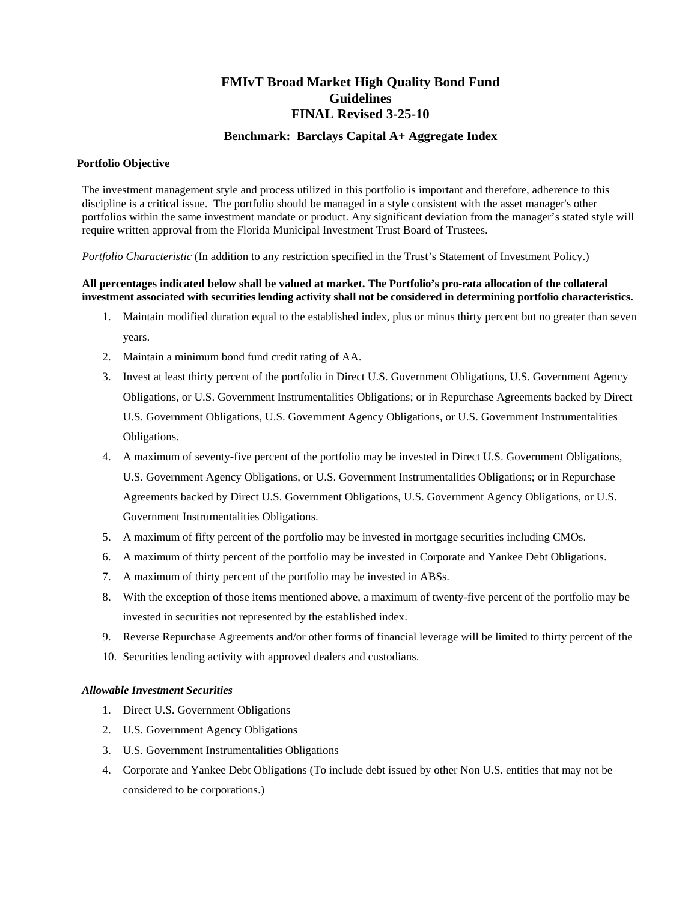# FMIvT Broad Market High Quality Bond Fund
# Guidelines
# FINAL Revised 3-25-10

### Benchmark: Barclays Capital A+ Aggregate Index

**Portfolio Objective**

The investment management style and process utilized in this portfolio is important and therefore, adherence to this discipline is a critical issue. The portfolio should be managed in a style consistent with the asset manager's other portfolios within the same investment mandate or product. Any significant deviation from the manager's stated style will require written approval from the Florida Municipal Investment Trust Board of Trustees.

*Portfolio Characteristic* (In addition to any restriction specified in the Trust's Statement of Investment Policy.)

**All percentages indicated below shall be valued at market. The Portfolio's pro-rata allocation of the collateral investment associated with securities lending activity shall not be considered in determining portfolio characteristics.**

1. Maintain modified duration equal to the established index, plus or minus thirty percent but no greater than seven years.
2. Maintain a minimum bond fund credit rating of AA.
3. Invest at least thirty percent of the portfolio in Direct U.S. Government Obligations, U.S. Government Agency Obligations, or U.S. Government Instrumentalities Obligations; or in Repurchase Agreements backed by Direct U.S. Government Obligations, U.S. Government Agency Obligations, or U.S. Government Instrumentalities Obligations.
4. A maximum of seventy-five percent of the portfolio may be invested in Direct U.S. Government Obligations, U.S. Government Agency Obligations, or U.S. Government Instrumentalities Obligations; or in Repurchase Agreements backed by Direct U.S. Government Obligations, U.S. Government Agency Obligations, or U.S. Government Instrumentalities Obligations.
5. A maximum of fifty percent of the portfolio may be invested in mortgage securities including CMOs.
6. A maximum of thirty percent of the portfolio may be invested in Corporate and Yankee Debt Obligations.
7. A maximum of thirty percent of the portfolio may be invested in ABSs.
8. With the exception of those items mentioned above, a maximum of twenty-five percent of the portfolio may be invested in securities not represented by the established index.
9. Reverse Repurchase Agreements and/or other forms of financial leverage will be limited to thirty percent of the
10. Securities lending activity with approved dealers and custodians.

***Allowable Investment Securities***

1. Direct U.S. Government Obligations
2. U.S. Government Agency Obligations
3. U.S. Government Instrumentalities Obligations
4. Corporate and Yankee Debt Obligations (To include debt issued by other Non U.S. entities that may not be considered to be corporations.)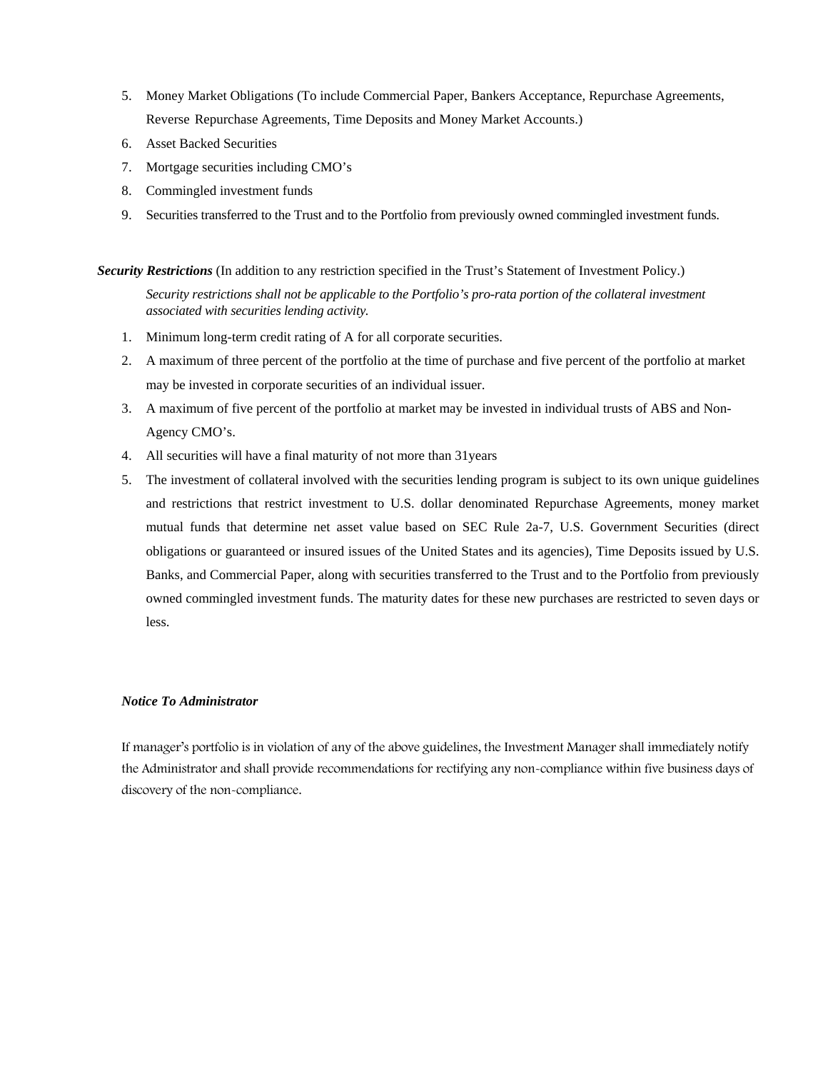5. Money Market Obligations (To include Commercial Paper, Bankers Acceptance, Repurchase Agreements, Reverse Repurchase Agreements, Time Deposits and Money Market Accounts.)
6. Asset Backed Securities
7. Mortgage securities including CMO's
8. Commingled investment funds
9. Securities transferred to the Trust and to the Portfolio from previously owned commingled investment funds.

***Security Restrictions*** (In addition to any restriction specified in the Trust's Statement of Investment Policy.)

*Security restrictions shall not be applicable to the Portfolio's pro-rata portion of the collateral investment associated with securities lending activity.*

1. Minimum long-term credit rating of A for all corporate securities.
2. A maximum of three percent of the portfolio at the time of purchase and five percent of the portfolio at market may be invested in corporate securities of an individual issuer.
3. A maximum of five percent of the portfolio at market may be invested in individual trusts of ABS and Non-Agency CMO's.
4. All securities will have a final maturity of not more than 31years
5. The investment of collateral involved with the securities lending program is subject to its own unique guidelines and restrictions that restrict investment to U.S. dollar denominated Repurchase Agreements, money market mutual funds that determine net asset value based on SEC Rule 2a-7, U.S. Government Securities (direct obligations or guaranteed or insured issues of the United States and its agencies), Time Deposits issued by U.S. Banks, and Commercial Paper, along with securities transferred to the Trust and to the Portfolio from previously owned commingled investment funds. The maturity dates for these new purchases are restricted to seven days or less.

***Notice To Administrator***

If manager's portfolio is in violation of any of the above guidelines, the Investment Manager shall immediately notify the Administrator and shall provide recommendations for rectifying any non-compliance within five business days of discovery of the non-compliance.